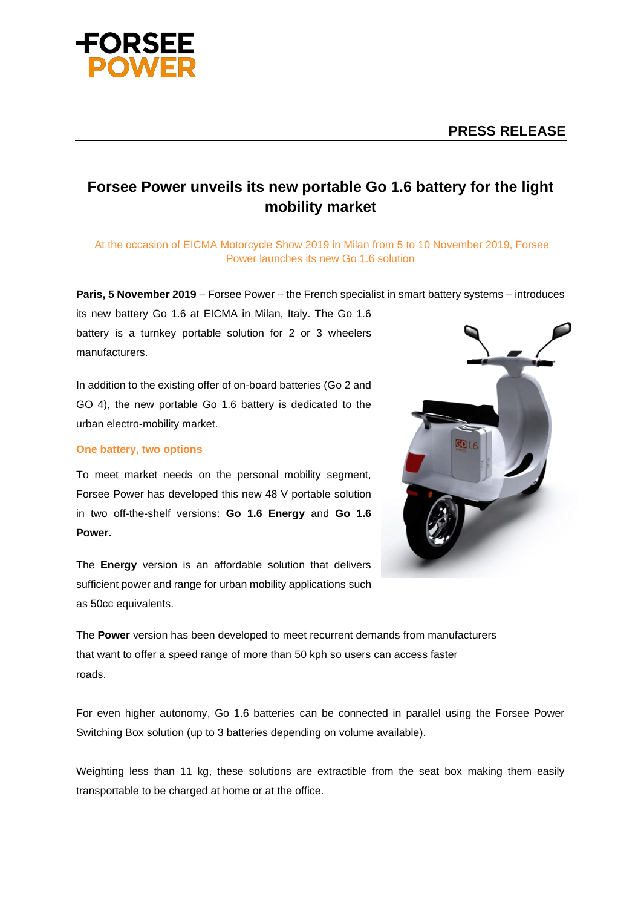**FORSEE POWER**

**PRESS RELEASE**

# Forsee Power unveils its new portable Go 1.6 battery for the light mobility market

At the occasion of EICMA Motorcycle Show 2019 in Milan from 5 to 10 November 2019, Forsee Power launches its new Go 1.6 solution

**Paris, 5 November 2019** – Forsee Power – the French specialist in smart battery systems – introduces its new battery Go 1.6 at EICMA in Milan, Italy. The Go 1.6 battery is a turnkey portable solution for 2 or 3 wheelers manufacturers.

In addition to the existing offer of on-board batteries (Go 2 and GO 4), the new portable Go 1.6 battery is dedicated to the urban electro-mobility market.

### One battery, two options

To meet market needs on the personal mobility segment, Forsee Power has developed this new 48 V portable solution in two off-the-shelf versions: **Go 1.6 Energy** and **Go 1.6 Power.**

The **Energy** version is an affordable solution that delivers sufficient power and range for urban mobility applications such as 50cc equivalents.

The **Power** version has been developed to meet recurrent demands from manufacturers that want to offer a speed range of more than 50 kph so users can access faster roads.

For even higher autonomy, Go 1.6 batteries can be connected in parallel using the Forsee Power Switching Box solution (up to 3 batteries depending on volume available).

Weighting less than 11 kg, these solutions are extractible from the seat box making them easily transportable to be charged at home or at the office.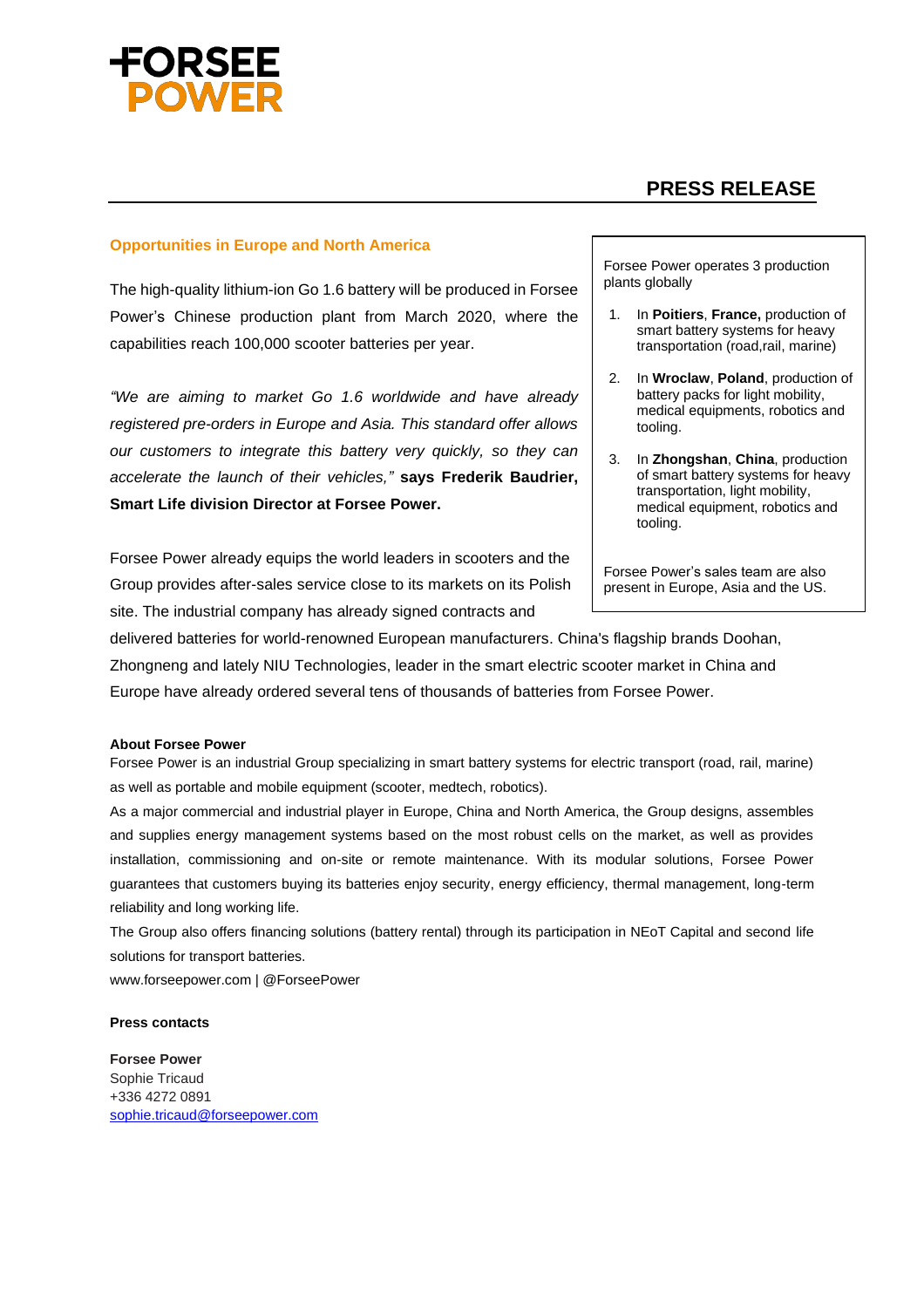**PRESS RELEASE**

### Opportunities in Europe and North America

The high-quality lithium-ion Go 1.6 battery will be produced in Forsee Power's Chinese production plant from March 2020, where the capabilities reach 100,000 scooter batteries per year.

*"We are aiming to market Go 1.6 worldwide and have already registered pre-orders in Europe and Asia. This standard offer allows our customers to integrate this battery very quickly, so they can accelerate the launch of their vehicles,"* **says Frederik Baudrier, Smart Life division Director at Forsee Power.**

Forsee Power already equips the world leaders in scooters and the Group provides after-sales service close to its markets on its Polish site. The industrial company has already signed contracts and delivered batteries for world-renowned European manufacturers. China's flagship brands Doohan, Zhongneng and lately NIU Technologies, leader in the smart electric scooter market in China and Europe have already ordered several tens of thousands of batteries from Forsee Power.

> Forsee Power operates 3 production plants globally
>
> 1. In **Poitiers**, **France,** production of smart battery systems for heavy transportation (road,rail, marine)
> 2. In **Wroclaw**, **Poland**, production of battery packs for light mobility, medical equipments, robotics and tooling.
> 3. In **Zhongshan**, **China**, production of smart battery systems for heavy transportation, light mobility, medical equipment, robotics and tooling.
>
> Forsee Power's sales team are also present in Europe, Asia and the US.

**About Forsee Power**

Forsee Power is an industrial Group specializing in smart battery systems for electric transport (road, rail, marine) as well as portable and mobile equipment (scooter, medtech, robotics).

As a major commercial and industrial player in Europe, China and North America, the Group designs, assembles and supplies energy management systems based on the most robust cells on the market, as well as provides installation, commissioning and on-site or remote maintenance. With its modular solutions, Forsee Power guarantees that customers buying its batteries enjoy security, energy efficiency, thermal management, long-term reliability and long working life.

The Group also offers financing solutions (battery rental) through its participation in NEoT Capital and second life solutions for transport batteries.

www.forseepower.com | @ForseePower

**Press contacts**

**Forsee Power**
Sophie Tricaud
+336 4272 0891
sophie.tricaud@forseepower.com